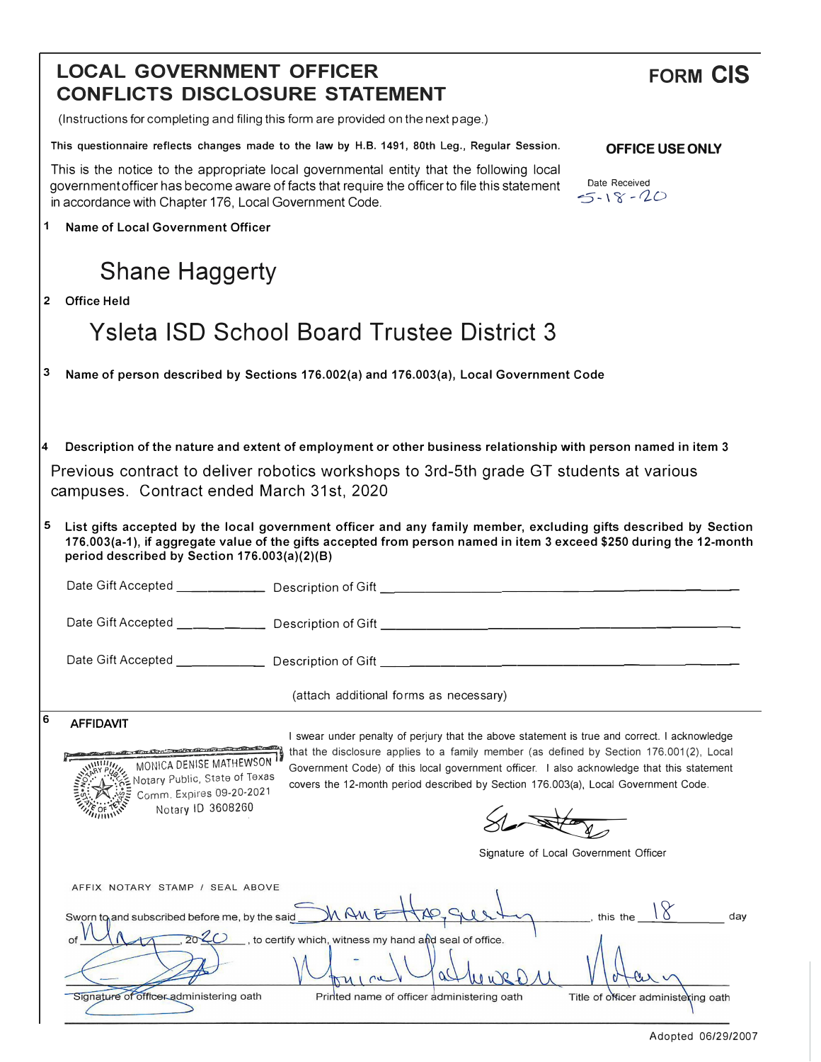# LOCAL GOVERNMENT OFFICER CONFLICTS DISCLOSURE STATEMENT

**FORM CIS**

(Instructions for completing and filing this form are provided on the next page.)

**This questionnaire reflects changes made to the law by H.B. 1491, 80th Leg., Regular Session.**

**OFFICE USE ONLY**

Date Received 5-18-20

This is the notice to the appropriate local governmental entity that the following local government officer has become aware of facts that require the officer to file this statement in accordance with Chapter 176, Local Government Code.

**1 Name of Local Government Officer**

Shane Haggerty

**2 Office Held**

Ysleta ISD School Board Trustee District 3

**3 Name of person described by Sections 176.002(a) and 176.003(a), Local Government Code**

**4 Description of the nature and extent of employment or other business relationship with person named in item 3**

Previous contract to deliver robotics workshops to 3rd-5th grade GT students at various campuses. Contract ended March 31st, 2020

**5 List gifts accepted by the local government officer and any family member, excluding gifts described by Section 176.003(a-1), if aggregate value of the gifts accepted from person named in item 3 exceed $250 during the 12-month period described by Section 176.003(a)(2)(B)**

Date Gift Accepted ____________ Description of Gift ____________________________

Date Gift Accepted ____________ Description of Gift ____________________________

Date Gift Accepted ____________ Description of Gift ____________________________

(attach additional forms as necessary)

**6 AFFIDAVIT**

MONICA DENISE MATHEWSON
Notary Public, State of Texas
Comm. Expires 09-20-2021
Notary ID 3608260

I swear under penalty of perjury that the above statement is true and correct. I acknowledge that the disclosure applies to a family member (as defined by Section 176.001(2), Local Government Code) of this local government officer. I also acknowledge that this statement covers the 12-month period described by Section 176.003(a), Local Government Code.

[signature]

Signature of Local Government Officer

AFFIX NOTARY STAMP / SEAL ABOVE

Sworn to and subscribed before me, by the said Shane Haggerty, this the 18 day of May, 2020, to certify which, witness my hand and seal of office.

[signature] | Monica Mathewson | Notary

Signature of officer administering oath | Printed name of officer administering oath | Title of officer administering oath

Adopted 06/29/2007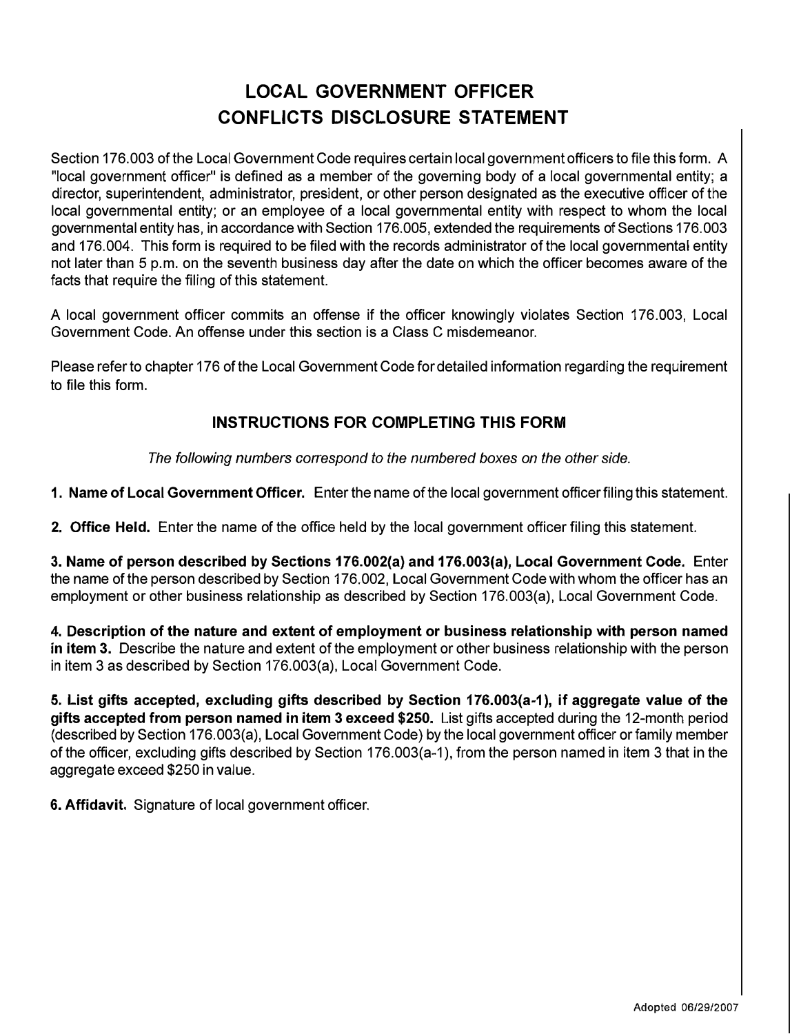# LOCAL GOVERNMENT OFFICER CONFLICTS DISCLOSURE STATEMENT

Section 176.003 of the Local Government Code requires certain local government officers to file this form. A "local government officer" is defined as a member of the governing body of a local governmental entity; a director, superintendent, administrator, president, or other person designated as the executive officer of the local governmental entity; or an employee of a local governmental entity with respect to whom the local governmental entity has, in accordance with Section 176.005, extended the requirements of Sections 176.003 and 176.004. This form is required to be filed with the records administrator of the local governmental entity not later than 5 p.m. on the seventh business day after the date on which the officer becomes aware of the facts that require the filing of this statement.

A local government officer commits an offense if the officer knowingly violates Section 176.003, Local Government Code. An offense under this section is a Class C misdemeanor.

Please refer to chapter 176 of the Local Government Code for detailed information regarding the requirement to file this form.

## INSTRUCTIONS FOR COMPLETING THIS FORM

*The following numbers correspond to the numbered boxes on the other side.*

**1. Name of Local Government Officer.** Enter the name of the local government officer filing this statement.

**2. Office Held.** Enter the name of the office held by the local government officer filing this statement.

**3. Name of person described by Sections 176.002(a) and 176.003(a), Local Government Code.** Enter the name of the person described by Section 176.002, Local Government Code with whom the officer has an employment or other business relationship as described by Section 176.003(a), Local Government Code.

**4. Description of the nature and extent of employment or business relationship with person named in item 3.** Describe the nature and extent of the employment or other business relationship with the person in item 3 as described by Section 176.003(a), Local Government Code.

**5. List gifts accepted, excluding gifts described by Section 176.003(a-1), if aggregate value of the gifts accepted from person named in item 3 exceed $250.** List gifts accepted during the 12-month period (described by Section 176.003(a), Local Government Code) by the local government officer or family member of the officer, excluding gifts described by Section 176.003(a-1), from the person named in item 3 that in the aggregate exceed $250 in value.

**6. Affidavit.** Signature of local government officer.

Adopted 06/29/2007